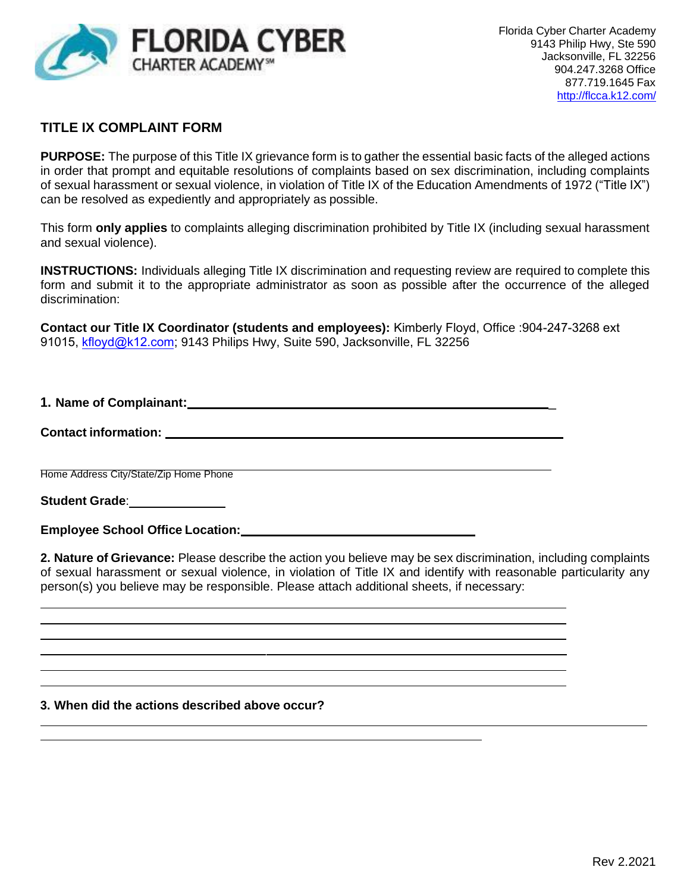Florida Cyber Charter Academy
9143 Philip Hwy, Ste 590
Jacksonville, FL 32256
904.247.3268 Office
877.719.1645 Fax
http://flcca.k12.com/

## TITLE IX COMPLAINT FORM

**PURPOSE:** The purpose of this Title IX grievance form is to gather the essential basic facts of the alleged actions in order that prompt and equitable resolutions of complaints based on sex discrimination, including complaints of sexual harassment or sexual violence, in violation of Title IX of the Education Amendments of 1972 ("Title IX") can be resolved as expediently and appropriately as possible.

This form **only applies** to complaints alleging discrimination prohibited by Title IX (including sexual harassment and sexual violence).

**INSTRUCTIONS:** Individuals alleging Title IX discrimination and requesting review are required to complete this form and submit it to the appropriate administrator as soon as possible after the occurrence of the alleged discrimination:

**Contact our Title IX Coordinator (students and employees):** Kimberly Floyd, Office :904-247-3268 ext 91015, kfloyd@k12.com; 9143 Philips Hwy, Suite 590, Jacksonville, FL 32256

**1. Name of Complainant:**\_\_\_\_\_\_\_\_\_\_\_\_\_\_\_\_\_\_\_\_\_\_\_\_\_\_\_\_\_\_\_\_\_\_\_\_\_\_\_\_\_\_\_\_

**Contact information:** \_\_\_\_\_\_\_\_\_\_\_\_\_\_\_\_\_\_\_\_\_\_\_\_\_\_\_\_\_\_\_\_\_\_\_\_\_\_\_\_\_\_\_\_

\_\_\_\_\_\_\_\_\_\_\_\_\_\_\_\_\_\_\_\_\_\_\_\_\_\_\_\_\_\_\_\_\_\_\_\_\_\_\_\_\_\_\_\_\_\_\_\_\_\_\_\_\_\_\_\_\_\_
Home Address City/State/Zip Home Phone

**Student Grade**:\_\_\_\_\_\_\_\_\_\_\_\_\_\_\_

**Employee School Office Location:**\_\_\_\_\_\_\_\_\_\_\_\_\_\_\_\_\_\_\_\_\_\_\_\_\_\_\_\_\_\_\_\_

**2. Nature of Grievance:** Please describe the action you believe may be sex discrimination, including complaints of sexual harassment or sexual violence, in violation of Title IX and identify with reasonable particularity any person(s) you believe may be responsible. Please attach additional sheets, if necessary:

\_\_\_\_\_\_\_\_\_\_\_\_\_\_\_\_\_\_\_\_\_\_\_\_\_\_\_\_\_\_\_\_\_\_\_\_\_\_\_\_\_\_\_\_\_\_\_\_\_\_\_\_\_\_\_\_\_\_

\_\_\_\_\_\_\_\_\_\_\_\_\_\_\_\_\_\_\_\_\_\_\_\_\_\_\_\_\_\_\_\_\_\_\_\_\_\_\_\_\_\_\_\_\_\_\_\_\_\_\_\_\_\_\_\_\_\_

\_\_\_\_\_\_\_\_\_\_\_\_\_\_\_\_\_\_\_\_\_\_\_\_\_\_\_\_\_\_\_\_\_\_\_\_\_\_\_\_\_\_\_\_\_\_\_\_\_\_\_\_\_\_\_\_\_\_

\_\_\_\_\_\_\_\_\_\_\_\_\_\_\_\_\_\_\_\_\_\_\_\_\_\_\_\_\_\_\_\_\_\_\_\_\_\_\_\_\_\_\_\_\_\_\_\_\_\_\_\_\_\_\_\_\_\_

\_\_\_\_\_\_\_\_\_\_\_\_\_\_\_\_\_\_\_\_\_\_\_\_\_\_\_\_\_\_\_\_\_\_\_\_\_\_\_\_\_\_\_\_\_\_\_\_\_\_\_\_\_\_\_\_\_\_

\_\_\_\_\_\_\_\_\_\_\_\_\_\_\_\_\_\_\_\_\_\_\_\_\_\_\_\_\_\_\_\_\_\_\_\_\_\_\_\_\_\_\_\_\_\_\_\_\_\_\_\_\_\_\_\_\_\_

**3. When did the actions described above occur?**

\_\_\_\_\_\_\_\_\_\_\_\_\_\_\_\_\_\_\_\_\_\_\_\_\_\_\_\_\_\_\_\_\_\_\_\_\_\_\_\_\_\_\_\_\_\_\_\_\_\_\_\_\_\_\_\_\_\_

\_\_\_\_\_\_\_\_\_\_\_\_\_\_\_\_\_\_\_\_\_\_\_\_\_\_\_\_\_\_\_\_\_\_\_\_\_\_\_\_\_\_\_\_\_\_\_\_

Rev 2.2021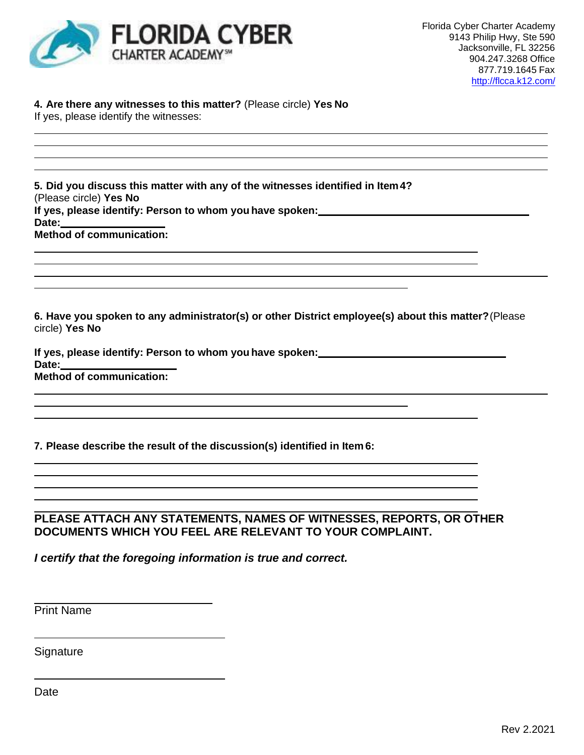Florida Cyber Charter Academy
9143 Philip Hwy, Ste 590
Jacksonville, FL 32256
904.247.3268 Office
877.719.1645 Fax
http://flcca.k12.com/

**4. Are there any witnesses to this matter?** (Please circle) **Yes No**
If yes, please identify the witnesses:

______________________________________________________________________
______________________________________________________________________
______________________________________________________________________
______________________________________________________________________

**5. Did you discuss this matter with any of the witnesses identified in Item 4?**
(Please circle) **Yes No**
**If yes, please identify: Person to whom you have spoken:** ______________________
**Date:** ______________
**Method of communication:**

______________________________________________________________________
______________________________________________________________________
______________________________________________________________________
______________________________________________________________________

**6. Have you spoken to any administrator(s) or other District employee(s) about this matter?** (Please circle) **Yes No**

**If yes, please identify: Person to whom you have spoken:** ______________________
**Date:** ______________
**Method of communication:**

______________________________________________________________________
______________________________________________________________________
______________________________________________________________________

**7. Please describe the result of the discussion(s) identified in Item 6:**

______________________________________________________________________
______________________________________________________________________
______________________________________________________________________
______________________________________________________________________
______________________________________________________________________

**PLEASE ATTACH ANY STATEMENTS, NAMES OF WITNESSES, REPORTS, OR OTHER DOCUMENTS WHICH YOU FEEL ARE RELEVANT TO YOUR COMPLAINT.**

***I certify that the foregoing information is true and correct.***

______________________________
Print Name

______________________________
Signature

______________________________
Date

Rev 2.2021